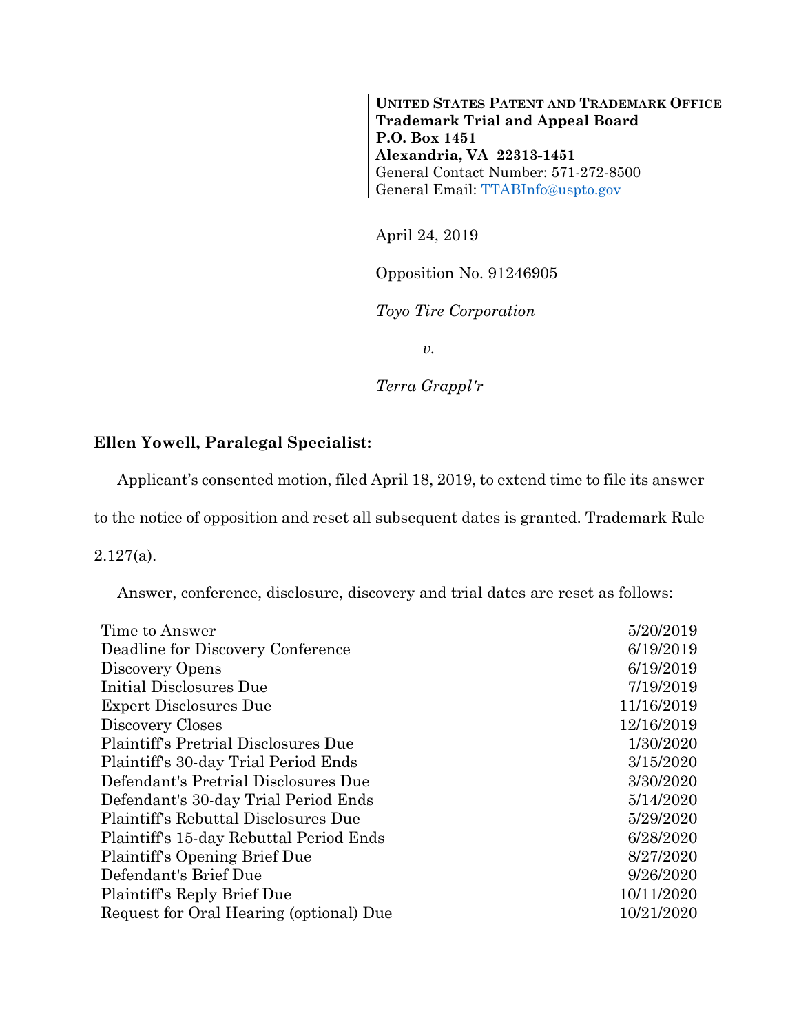**UNITED STATES PATENT AND TRADEMARK OFFICE**
**Trademark Trial and Appeal Board**
**P.O. Box 1451**
**Alexandria, VA 22313-1451**
General Contact Number: 571-272-8500
General Email: TTABInfo@uspto.gov

April 24, 2019

Opposition No. 91246905

*Toyo Tire Corporation*

*v.*

*Terra Grappl'r*

**Ellen Yowell, Paralegal Specialist:**

Applicant's consented motion, filed April 18, 2019, to extend time to file its answer to the notice of opposition and reset all subsequent dates is granted. Trademark Rule 2.127(a).

Answer, conference, disclosure, discovery and trial dates are reset as follows:

| | |
|---|---|
| Time to Answer | 5/20/2019 |
| Deadline for Discovery Conference | 6/19/2019 |
| Discovery Opens | 6/19/2019 |
| Initial Disclosures Due | 7/19/2019 |
| Expert Disclosures Due | 11/16/2019 |
| Discovery Closes | 12/16/2019 |
| Plaintiff's Pretrial Disclosures Due | 1/30/2020 |
| Plaintiff's 30-day Trial Period Ends | 3/15/2020 |
| Defendant's Pretrial Disclosures Due | 3/30/2020 |
| Defendant's 30-day Trial Period Ends | 5/14/2020 |
| Plaintiff's Rebuttal Disclosures Due | 5/29/2020 |
| Plaintiff's 15-day Rebuttal Period Ends | 6/28/2020 |
| Plaintiff's Opening Brief Due | 8/27/2020 |
| Defendant's Brief Due | 9/26/2020 |
| Plaintiff's Reply Brief Due | 10/11/2020 |
| Request for Oral Hearing (optional) Due | 10/21/2020 |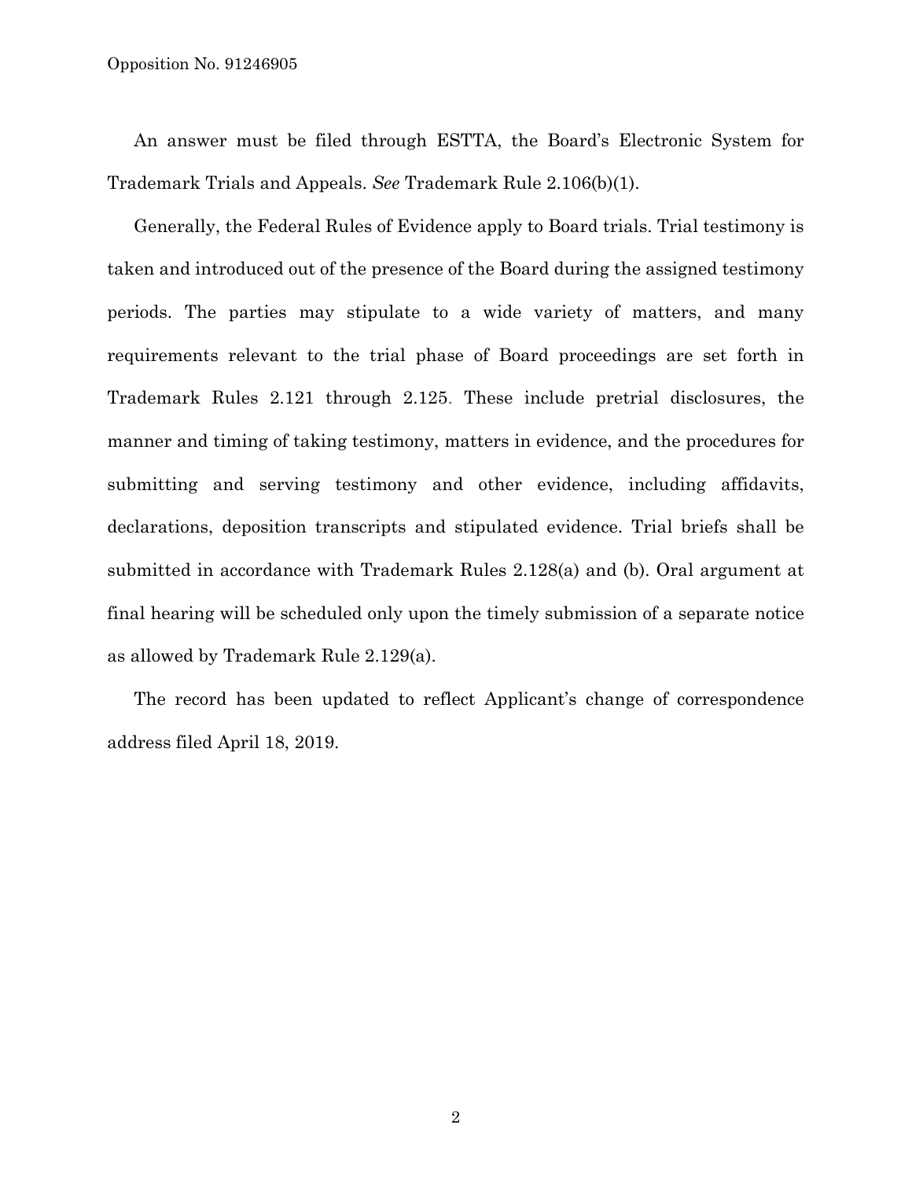An answer must be filed through ESTTA, the Board's Electronic System for Trademark Trials and Appeals. *See* Trademark Rule 2.106(b)(1).

Generally, the Federal Rules of Evidence apply to Board trials. Trial testimony is taken and introduced out of the presence of the Board during the assigned testimony periods. The parties may stipulate to a wide variety of matters, and many requirements relevant to the trial phase of Board proceedings are set forth in Trademark Rules 2.121 through 2.125. These include pretrial disclosures, the manner and timing of taking testimony, matters in evidence, and the procedures for submitting and serving testimony and other evidence, including affidavits, declarations, deposition transcripts and stipulated evidence. Trial briefs shall be submitted in accordance with Trademark Rules 2.128(a) and (b). Oral argument at final hearing will be scheduled only upon the timely submission of a separate notice as allowed by Trademark Rule 2.129(a).

The record has been updated to reflect Applicant's change of correspondence address filed April 18, 2019.